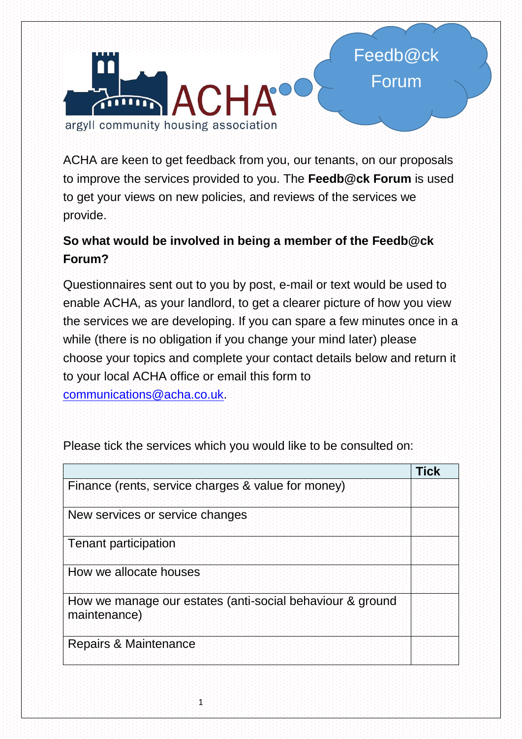ACHA

argyll community housing association

Feedb@ck Forum

ACHA are keen to get feedback from you, our tenants, on our proposals to improve the services provided to you. The **Feedb@ck Forum** is used to get your views on new policies, and reviews of the services we provide.

**So what would be involved in being a member of the Feedb@ck Forum?**

Questionnaires sent out to you by post, e-mail or text would be used to enable ACHA, as your landlord, to get a clearer picture of how you view the services we are developing. If you can spare a few minutes once in a while (there is no obligation if you change your mind later) please choose your topics and complete your contact details below and return it to your local ACHA office or email this form to communications@acha.co.uk.

Please tick the services which you would like to be consulted on:

| | **Tick** |
|---|---|
| Finance (rents, service charges & value for money) | |
| New services or service changes | |
| Tenant participation | |
| How we allocate houses | |
| How we manage our estates (anti-social behaviour & ground maintenance) | |
| Repairs & Maintenance | |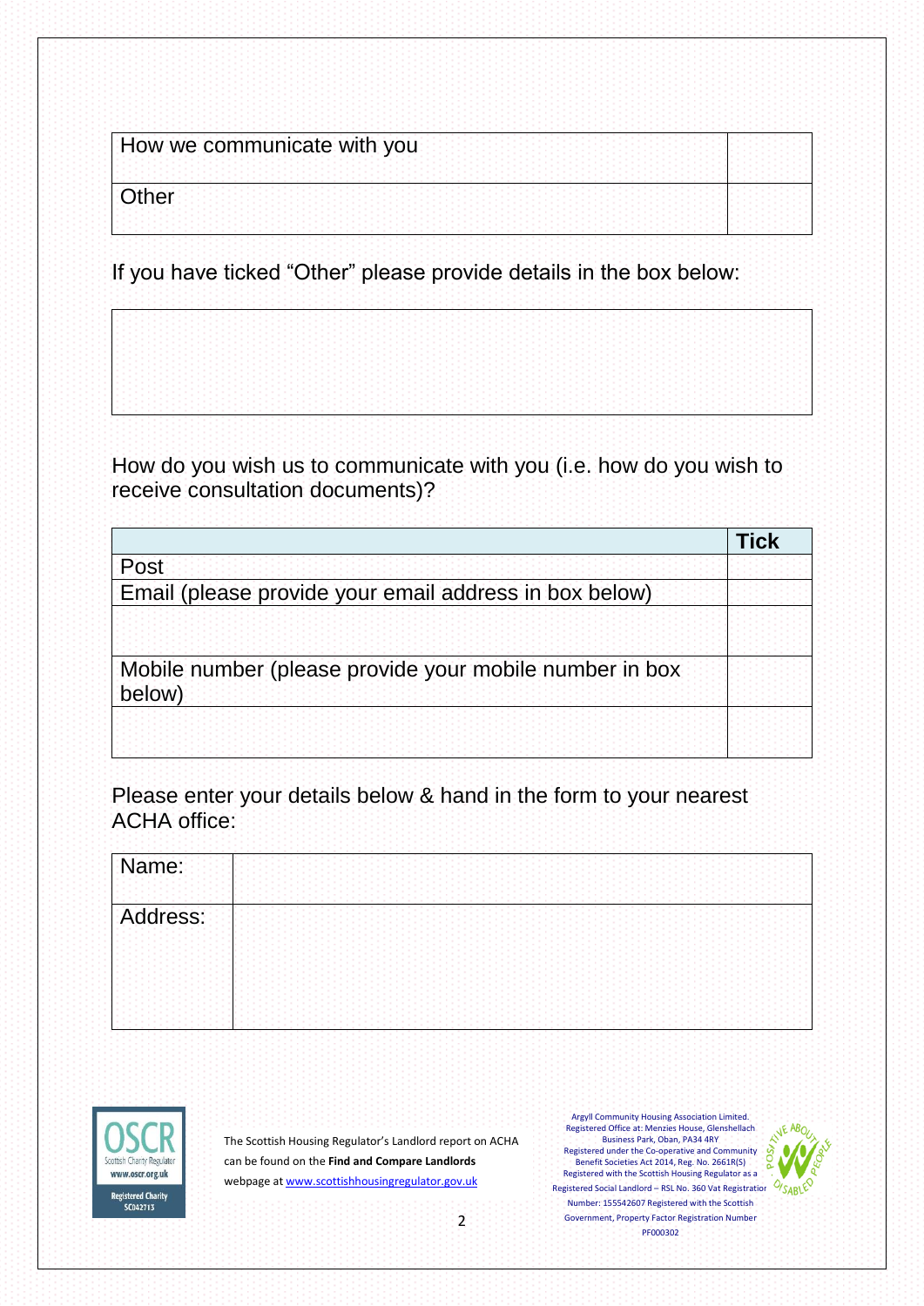| | |
|---|---|
| How we communicate with you | |
| Other | |

If you have ticked “Other” please provide details in the box below:

| |
|---|
| |

How do you wish us to communicate with you (i.e. how do you wish to receive consultation documents)?

| | Tick |
|---|---|
| Post | |
| Email (please provide your email address in box below) | |
| | |
| Mobile number (please provide your mobile number in box below) | |
| | |

Please enter your details below & hand in the form to your nearest ACHA office:

| | |
|---|---|
| Name: | |
| Address: | |

OSCR Scottish Charity Regulator www.oscr.org.uk Registered Charity SC042713

The Scottish Housing Regulator’s Landlord report on ACHA can be found on the **Find and Compare Landlords** webpage at www.scottishhousingregulator.gov.uk

Argyll Community Housing Association Limited. Registered Office at: Menzies House, Glenshellach Business Park, Oban, PA34 4RY Registered under the Co-operative and Community Benefit Societies Act 2014, Reg. No. 2661R(S) Registered with the Scottish Housing Regulator as a Registered Social Landlord – RSL No. 360 Vat Registration Number: 155542607 Registered with the Scottish Government, Property Factor Registration Number PF000302

POSITIVE ABOUT DISABLED PEOPLE